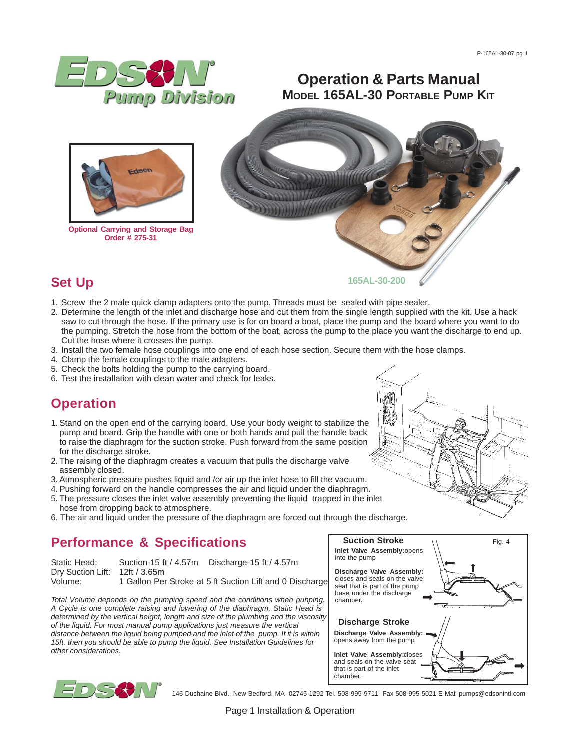# Operation & Parts Manual

## Model 165AL-30 Portable Pump Kit

**Optional Carrying and Storage Bag**
**Order # 275-31**

165AL-30-200

## Set Up

1. Screw the 2 male quick clamp adapters onto the pump. Threads must be sealed with pipe sealer.
2. Determine the length of the inlet and discharge hose and cut them from the single length supplied with the kit. Use a hack saw to cut through the hose. If the primary use is for on board a boat, place the pump and the board where you want to do the pumping. Stretch the hose from the bottom of the boat, across the pump to the place you want the discharge to end up. Cut the hose where it crosses the pump.
3. Install the two female hose couplings into one end of each hose section. Secure them with the hose clamps.
4. Clamp the female couplings to the male adapters.
5. Check the bolts holding the pump to the carrying board.
6. Test the installation with clean water and check for leaks.

## Operation

1. Stand on the open end of the carrying board. Use your body weight to stabilize the pump and board. Grip the handle with one or both hands and pull the handle back to raise the diaphragm for the suction stroke. Push forward from the same position for the discharge stroke.
2. The raising of the diaphragm creates a vacuum that pulls the discharge valve assembly closed.
3. Atmospheric pressure pushes liquid and /or air up the inlet hose to fill the vacuum.
4. Pushing forward on the handle compresses the air and liquid under the diaphragm.
5. The pressure closes the inlet valve assembly preventing the liquid trapped in the inlet hose from dropping back to atmosphere.
6. The air and liquid under the pressure of the diaphragm are forced out through the discharge.

## Performance & Specifications

| | | |
|---|---|---|
| Static Head: | Suction-15 ft / 4.57m | Discharge-15 ft / 4.57m |
| Dry Suction Lift: | 12ft / 3.65m | |
| Volume: | 1 Gallon Per Stroke at 5 ft Suction Lift and 0 Discharge | |

*Total Volume depends on the pumping speed and the conditions when punping. A Cycle is one complete raising and lowering of the diaphragm. Static Head is determined by the vertical height, length and size of the plumbing and the viscosity of the liquid. For most manual pump applications just measure the vertical distance between the liquid being pumped and the inlet of the pump. If it is within 15ft. then you should be able to pump the liquid. See Installation Guidelines for other considerations.*

Fig. 4

**Suction Stroke**

**Inlet Valve Assembly:** opens into the pump

**Discharge Valve Assembly:** closes and seals on the valve seat that is part of the pump base under the discharge chamber.

**Discharge Stroke**

**Discharge Valve Assembly:** opens away from the pump

**Inlet Valve Assembly:** closes and seals on the valve seat that is part of the inlet chamber.

146 Duchaine Blvd., New Bedford, MA 02745-1292 Tel. 508-995-9711 Fax 508-995-5021 E-Mail pumps@edsonintl.com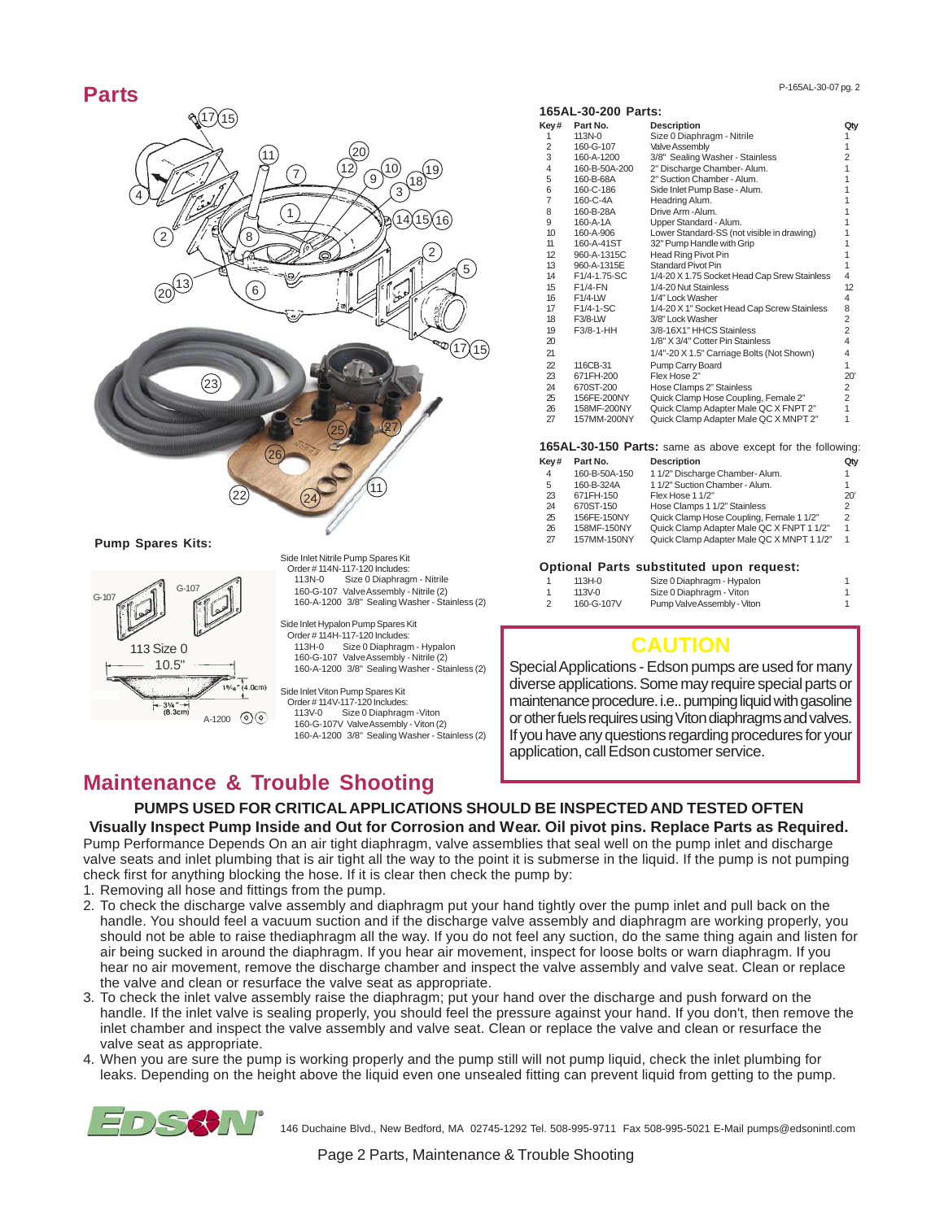## Parts

### 165AL-30-200 Parts:

| Key# | Part No. | Description | Qty |
|---|---|---|---|
| 1 | 113N-0 | Size 0 Diaphragm - Nitrile | 1 |
| 2 | 160-G-107 | Valve Assembly | 1 |
| 3 | 160-A-1200 | 3/8" Sealing Washer - Stainless | 2 |
| 4 | 160-B-50A-200 | 2" Discharge Chamber- Alum. | 1 |
| 5 | 160-B-68A | 2" Suction Chamber - Alum. | 1 |
| 6 | 160-C-186 | Side Inlet Pump Base - Alum. | 1 |
| 7 | 160-C-4A | Headring Alum. | 1 |
| 8 | 160-B-28A | Drive Arm -Alum. | 1 |
| 9 | 160-A-1A | Upper Standard - Alum. | 1 |
| 10 | 160-A-906 | Lower Standard-SS (not visible in drawing) | 1 |
| 11 | 160-A-41ST | 32" Pump Handle with Grip | 1 |
| 12 | 960-A-1315C | Head Ring Pivot Pin | 1 |
| 13 | 960-A-1315E | Standard Pivot Pin | 1 |
| 14 | F1/4-1.75-SC | 1/4-20 X 1.75 Socket Head Cap Srew Stainless | 4 |
| 15 | F1/4-FN | 1/4-20 Nut Stainless | 12 |
| 16 | F1/4-LW | 1/4" Lock Washer | 4 |
| 17 | F1/4-1-SC | 1/4-20 X 1" Socket Head Cap Screw Stainless | 8 |
| 18 | F3/8-LW | 3/8" Lock Washer | 2 |
| 19 | F3/8-1-HH | 3/8-16X1" HHCS Stainless | 2 |
| 20 | | 1/8" X 3/4" Cotter Pin Stainless | 4 |
| 21 | | 1/4"-20 X 1.5" Carriage Bolts (Not Shown) | 4 |
| 22 | 116CB-31 | Pump Carry Board | 1 |
| 23 | 671FH-200 | Flex Hose 2" | 20' |
| 24 | 670ST-200 | Hose Clamps 2" Stainless | 2 |
| 25 | 156FE-200NY | Quick Clamp Hose Coupling, Female 2" | 2 |
| 26 | 158MF-200NY | Quick Clamp Adapter Male QC X FNPT 2" | 1 |
| 27 | 157MM-200NY | Quick Clamp Adapter Male QC X MNPT 2" | 1 |

### 165AL-30-150 Parts: same as above except for the following:

| Key# | Part No. | Description | Qty |
|---|---|---|---|
| 4 | 160-B-50A-150 | 1 1/2" Discharge Chamber- Alum. | 1 |
| 5 | 160-B-324A | 1 1/2" Suction Chamber - Alum. | 1 |
| 23 | 671FH-150 | Flex Hose 1 1/2" | 20' |
| 24 | 670ST-150 | Hose Clamps 1 1/2" Stainless | 2 |
| 25 | 156FE-150NY | Quick Clamp Hose Coupling, Female 1 1/2" | 2 |
| 26 | 158MF-150NY | Quick Clamp Adapter Male QC X FNPT 1 1/2" | 1 |
| 27 | 157MM-150NY | Quick Clamp Adapter Male QC X MNPT 1 1/2" | 1 |

### Optional Parts substituted upon request:

| | | | |
|---|---|---|---|
| 1 | 113H-0 | Size 0 Diaphragm - Hypalon | 1 |
| 1 | 113V-0 | Size 0 Diaphragm - Viton | 1 |
| 2 | 160-G-107V | Pump Valve Assembly - Viton | 1 |

### Pump Spares Kits:

G-107 G-107

113 Size 0

10.5"

1⁹⁄₁₆" (4.0cm)

3¼" (8.3cm)

A-1200

Side Inlet Nitrile Pump Spares Kit
Order # 114N-117-120 Includes:
- 113N-0 Size 0 Diaphragm - Nitrile
- 160-G-107 Valve Assembly - Nitrile (2)
- 160-A-1200 3/8" Sealing Washer - Stainless (2)

Side Inlet Hypalon Pump Spares Kit
Order # 114H-117-120 Includes:
- 113H-0 Size 0 Diaphragm - Hypalon
- 160-G-107 Valve Assembly - Nitrile (2)
- 160-A-1200 3/8" Sealing Washer - Stainless (2)

Side Inlet Viton Pump Spares Kit
Order # 114V-117-120 Includes:
- 113V-0 Size 0 Diaphragm -Viton
- 160-G-107V Valve Assembly - Viton (2)
- 160-A-1200 3/8" Sealing Washer - Stainless (2)

### CAUTION

Special Applications - Edson pumps are used for many diverse applications. Some may require special parts or maintenance procedure. i.e.. pumping liquid with gasoline or other fuels requires using Viton diaphragms and valves. If you have any questions regarding procedures for your application, call Edson customer service.

## Maintenance & Trouble Shooting

**PUMPS USED FOR CRITICAL APPLICATIONS SHOULD BE INSPECTED AND TESTED OFTEN**

**Visually Inspect Pump Inside and Out for Corrosion and Wear. Oil pivot pins. Replace Parts as Required.**

Pump Performance Depends On an air tight diaphragm, valve assemblies that seal well on the pump inlet and discharge valve seats and inlet plumbing that is air tight all the way to the point it is submerse in the liquid. If the pump is not pumping check first for anything blocking the hose. If it is clear then check the pump by:

1. Removing all hose and fittings from the pump.
2. To check the discharge valve assembly and diaphragm put your hand tightly over the pump inlet and pull back on the handle. You should feel a vacuum suction and if the discharge valve assembly and diaphragm are working properly, you should not be able to raise thediaphragm all the way. If you do not feel any suction, do the same thing again and listen for air being sucked in around the diaphragm. If you hear air movement, inspect for loose bolts or warn diaphragm. If you hear no air movement, remove the discharge chamber and inspect the valve assembly and valve seat. Clean or replace the valve and clean or resurface the valve seat as appropriate.
3. To check the inlet valve assembly raise the diaphragm; put your hand over the discharge and push forward on the handle. If the inlet valve is sealing properly, you should feel the pressure against your hand. If you don't, then remove the inlet chamber and inspect the valve assembly and valve seat. Clean or replace the valve and clean or resurface the valve seat as appropriate.
4. When you are sure the pump is working properly and the pump still will not pump liquid, check the inlet plumbing for leaks. Depending on the height above the liquid even one unsealed fitting can prevent liquid from getting to the pump.

EDSON® 146 Duchaine Blvd., New Bedford, MA 02745-1292 Tel. 508-995-9711 Fax 508-995-5021 E-Mail pumps@edsonintl.com

Page 2 Parts, Maintenance & Trouble Shooting